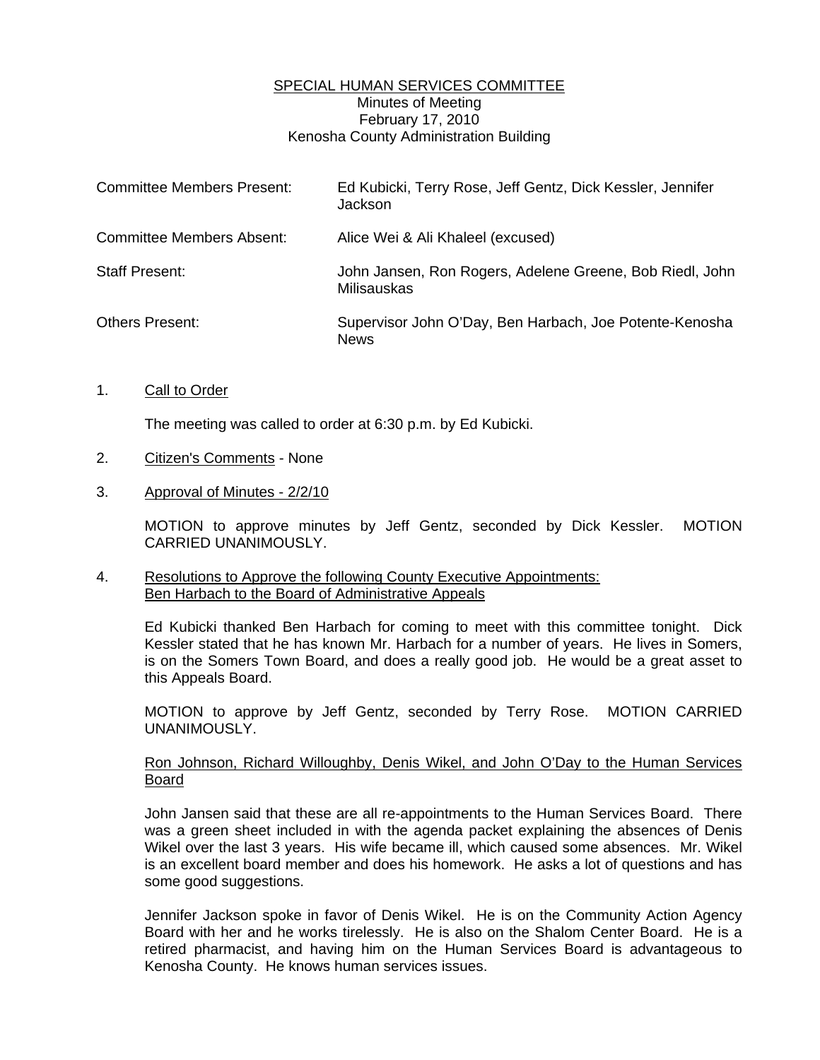SPECIAL HUMAN SERVICES COMMITTEE
Minutes of Meeting
February 17, 2010
Kenosha County Administration Building

| | |
|---|---|
| Committee Members Present: | Ed Kubicki, Terry Rose, Jeff Gentz, Dick Kessler, Jennifer Jackson |
| Committee Members Absent: | Alice Wei & Ali Khaleel (excused) |
| Staff Present: | John Jansen, Ron Rogers, Adelene Greene, Bob Riedl, John Milisauskas |
| Others Present: | Supervisor John O'Day, Ben Harbach, Joe Potente-Kenosha News |

1. Call to Order

   The meeting was called to order at 6:30 p.m. by Ed Kubicki.

2. Citizen's Comments - None

3. Approval of Minutes - 2/2/10

   MOTION to approve minutes by Jeff Gentz, seconded by Dick Kessler. MOTION CARRIED UNANIMOUSLY.

4. Resolutions to Approve the following County Executive Appointments:
   Ben Harbach to the Board of Administrative Appeals

   Ed Kubicki thanked Ben Harbach for coming to meet with this committee tonight. Dick Kessler stated that he has known Mr. Harbach for a number of years. He lives in Somers, is on the Somers Town Board, and does a really good job. He would be a great asset to this Appeals Board.

   MOTION to approve by Jeff Gentz, seconded by Terry Rose. MOTION CARRIED UNANIMOUSLY.

   Ron Johnson, Richard Willoughby, Denis Wikel, and John O'Day to the Human Services Board

   John Jansen said that these are all re-appointments to the Human Services Board. There was a green sheet included in with the agenda packet explaining the absences of Denis Wikel over the last 3 years. His wife became ill, which caused some absences. Mr. Wikel is an excellent board member and does his homework. He asks a lot of questions and has some good suggestions.

   Jennifer Jackson spoke in favor of Denis Wikel. He is on the Community Action Agency Board with her and he works tirelessly. He is also on the Shalom Center Board. He is a retired pharmacist, and having him on the Human Services Board is advantageous to Kenosha County. He knows human services issues.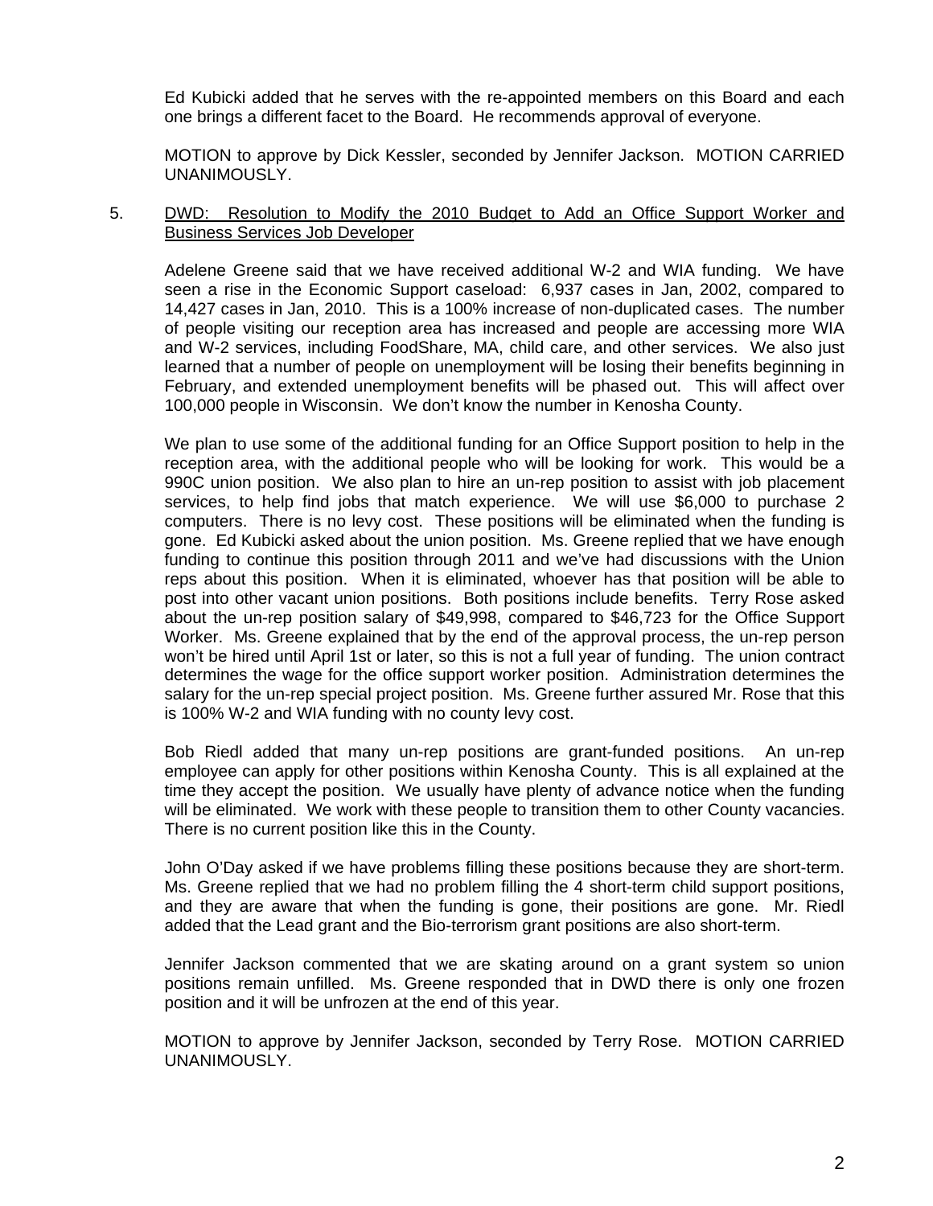Ed Kubicki added that he serves with the re-appointed members on this Board and each one brings a different facet to the Board. He recommends approval of everyone.

MOTION to approve by Dick Kessler, seconded by Jennifer Jackson. MOTION CARRIED UNANIMOUSLY.

5. <u>DWD: Resolution to Modify the 2010 Budget to Add an Office Support Worker and Business Services Job Developer</u>

Adelene Greene said that we have received additional W-2 and WIA funding. We have seen a rise in the Economic Support caseload: 6,937 cases in Jan, 2002, compared to 14,427 cases in Jan, 2010. This is a 100% increase of non-duplicated cases. The number of people visiting our reception area has increased and people are accessing more WIA and W-2 services, including FoodShare, MA, child care, and other services. We also just learned that a number of people on unemployment will be losing their benefits beginning in February, and extended unemployment benefits will be phased out. This will affect over 100,000 people in Wisconsin. We don't know the number in Kenosha County.

We plan to use some of the additional funding for an Office Support position to help in the reception area, with the additional people who will be looking for work. This would be a 990C union position. We also plan to hire an un-rep position to assist with job placement services, to help find jobs that match experience. We will use $6,000 to purchase 2 computers. There is no levy cost. These positions will be eliminated when the funding is gone. Ed Kubicki asked about the union position. Ms. Greene replied that we have enough funding to continue this position through 2011 and we've had discussions with the Union reps about this position. When it is eliminated, whoever has that position will be able to post into other vacant union positions. Both positions include benefits. Terry Rose asked about the un-rep position salary of $49,998, compared to $46,723 for the Office Support Worker. Ms. Greene explained that by the end of the approval process, the un-rep person won't be hired until April 1st or later, so this is not a full year of funding. The union contract determines the wage for the office support worker position. Administration determines the salary for the un-rep special project position. Ms. Greene further assured Mr. Rose that this is 100% W-2 and WIA funding with no county levy cost.

Bob Riedl added that many un-rep positions are grant-funded positions. An un-rep employee can apply for other positions within Kenosha County. This is all explained at the time they accept the position. We usually have plenty of advance notice when the funding will be eliminated. We work with these people to transition them to other County vacancies. There is no current position like this in the County.

John O'Day asked if we have problems filling these positions because they are short-term. Ms. Greene replied that we had no problem filling the 4 short-term child support positions, and they are aware that when the funding is gone, their positions are gone. Mr. Riedl added that the Lead grant and the Bio-terrorism grant positions are also short-term.

Jennifer Jackson commented that we are skating around on a grant system so union positions remain unfilled. Ms. Greene responded that in DWD there is only one frozen position and it will be unfrozen at the end of this year.

MOTION to approve by Jennifer Jackson, seconded by Terry Rose. MOTION CARRIED UNANIMOUSLY.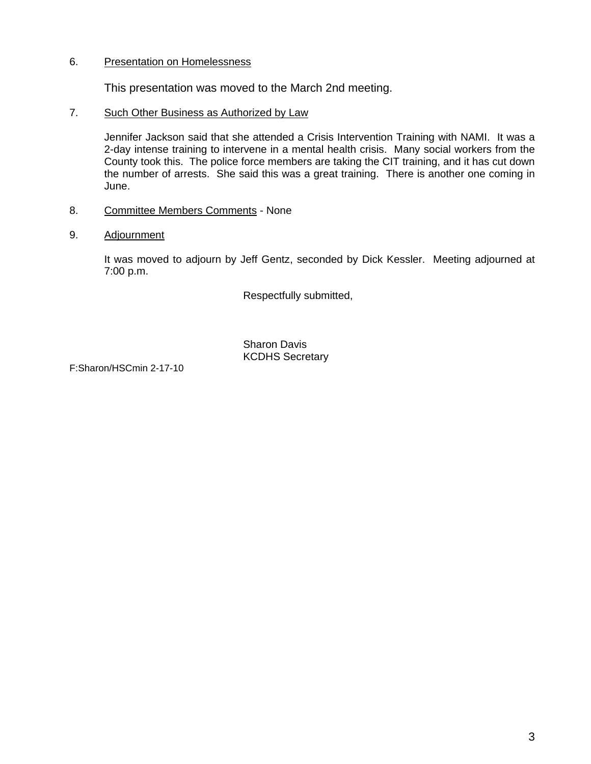6. Presentation on Homelessness

   This presentation was moved to the March 2nd meeting.

7. Such Other Business as Authorized by Law

   Jennifer Jackson said that she attended a Crisis Intervention Training with NAMI. It was a 2-day intense training to intervene in a mental health crisis. Many social workers from the County took this. The police force members are taking the CIT training, and it has cut down the number of arrests. She said this was a great training. There is another one coming in June.

8. Committee Members Comments - None

9. Adjournment

   It was moved to adjourn by Jeff Gentz, seconded by Dick Kessler. Meeting adjourned at 7:00 p.m.

Respectfully submitted,

Sharon Davis
KCDHS Secretary

F:Sharon/HSCmin 2-17-10